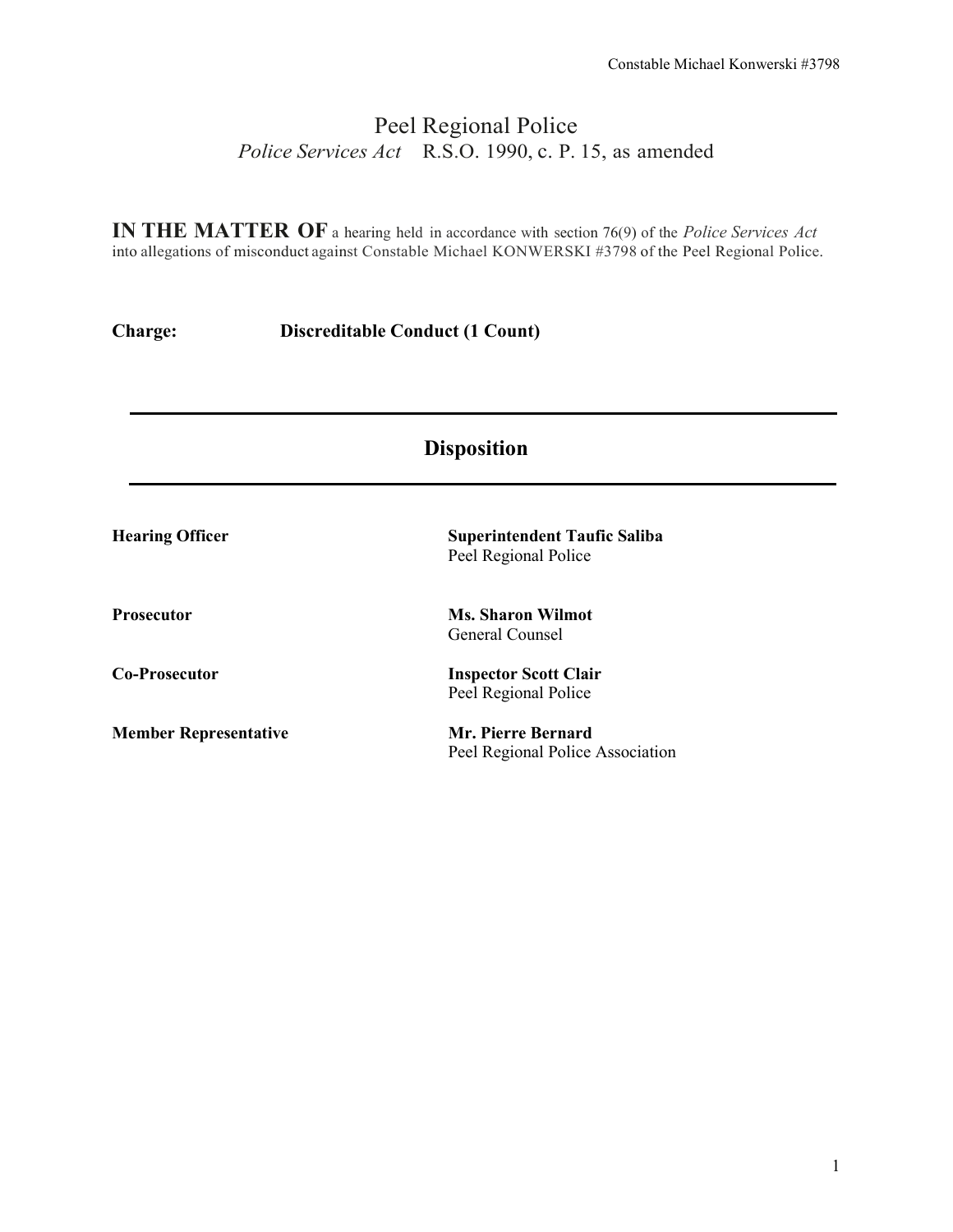# Peel Regional Police

*Police Services Act* R.S.O. 1990, c. P. 15, as amended

**IN THE MATTER OF** a hearing held in accordance with section 76(9) of the *Police Services Act* into allegations of misconduct against Constable Michael KONWERSKI #3798 of the Peel Regional Police.

**Charge:** **Discreditable Conduct (1 Count)**

---

## Disposition

---

| | |
|---|---|
| **Hearing Officer** | **Superintendent Taufic Saliba**<br>Peel Regional Police |
| **Prosecutor** | **Ms. Sharon Wilmot**<br>General Counsel |
| **Co-Prosecutor** | **Inspector Scott Clair**<br>Peel Regional Police |
| **Member Representative** | **Mr. Pierre Bernard**<br>Peel Regional Police Association |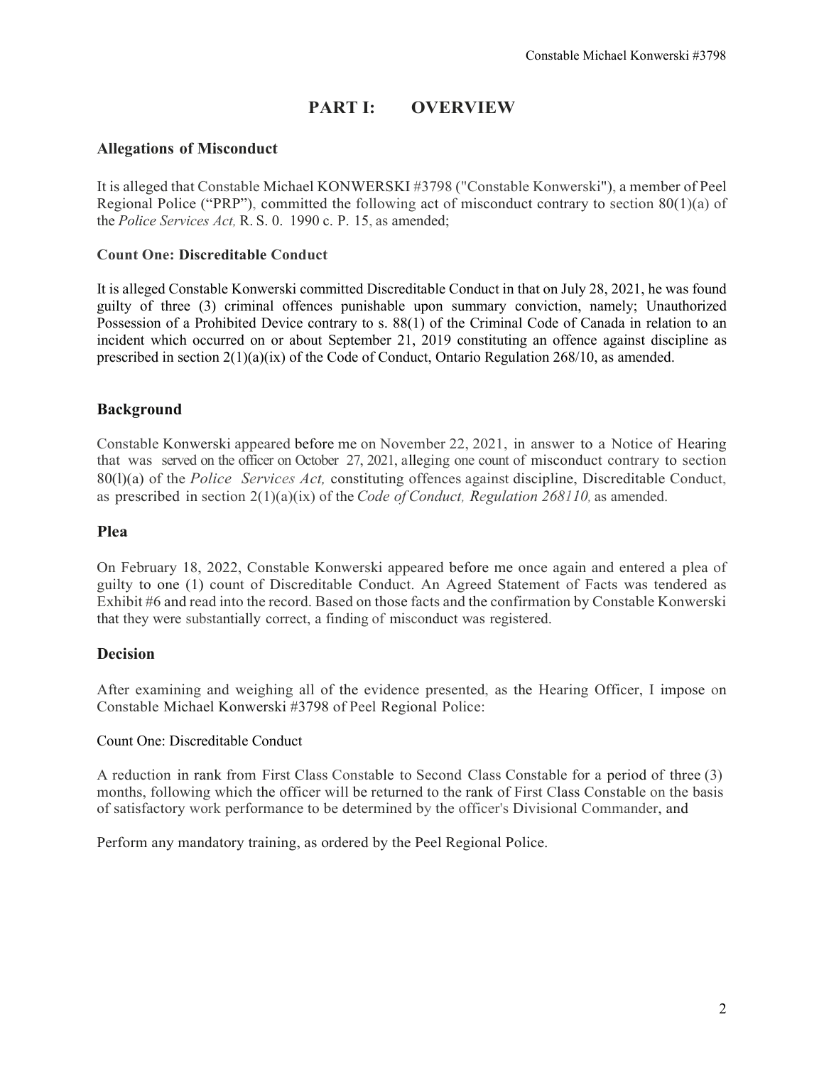# PART I: OVERVIEW

## Allegations of Misconduct

It is alleged that Constable Michael KONWERSKI #3798 ("Constable Konwerski"), a member of Peel Regional Police ("PRP"), committed the following act of misconduct contrary to section 80(1)(a) of the *Police Services Act,* R. S. 0. 1990 c. P. 15, as amended;

### Count One: Discreditable Conduct

It is alleged Constable Konwerski committed Discreditable Conduct in that on July 28, 2021, he was found guilty of three (3) criminal offences punishable upon summary conviction, namely; Unauthorized Possession of a Prohibited Device contrary to s. 88(1) of the Criminal Code of Canada in relation to an incident which occurred on or about September 21, 2019 constituting an offence against discipline as prescribed in section 2(1)(a)(ix) of the Code of Conduct, Ontario Regulation 268/10, as amended.

## Background

Constable Konwerski appeared before me on November 22, 2021, in answer to a Notice of Hearing that was served on the officer on October 27, 2021, alleging one count of misconduct contrary to section 80(l)(a) of the *Police Services Act,* constituting offences against discipline, Discreditable Conduct, as prescribed in section 2(1)(a)(ix) of the *Code of Conduct, Regulation 268110,* as amended.

## Plea

On February 18, 2022, Constable Konwerski appeared before me once again and entered a plea of guilty to one (1) count of Discreditable Conduct. An Agreed Statement of Facts was tendered as Exhibit #6 and read into the record. Based on those facts and the confirmation by Constable Konwerski that they were substantially correct, a finding of misconduct was registered.

## Decision

After examining and weighing all of the evidence presented, as the Hearing Officer, I impose on Constable Michael Konwerski #3798 of Peel Regional Police:

Count One: Discreditable Conduct

A reduction in rank from First Class Constable to Second Class Constable for a period of three (3) months, following which the officer will be returned to the rank of First Class Constable on the basis of satisfactory work performance to be determined by the officer's Divisional Commander, and

Perform any mandatory training, as ordered by the Peel Regional Police.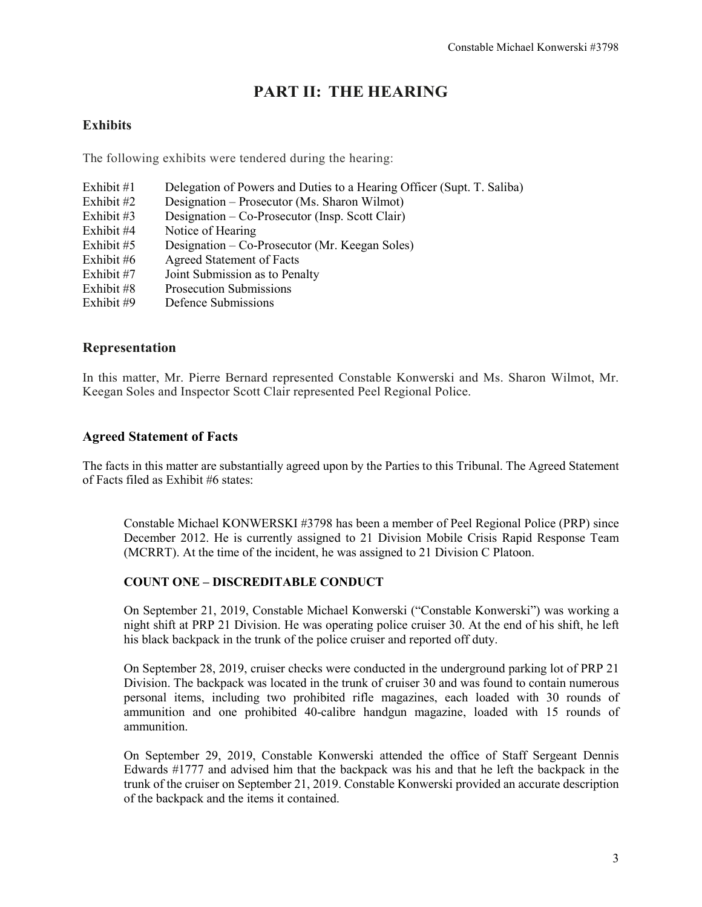# PART II: THE HEARING

### Exhibits

The following exhibits were tendered during the hearing:

| | |
|---|---|
| Exhibit #1 | Delegation of Powers and Duties to a Hearing Officer (Supt. T. Saliba) |
| Exhibit #2 | Designation – Prosecutor (Ms. Sharon Wilmot) |
| Exhibit #3 | Designation – Co-Prosecutor (Insp. Scott Clair) |
| Exhibit #4 | Notice of Hearing |
| Exhibit #5 | Designation – Co-Prosecutor (Mr. Keegan Soles) |
| Exhibit #6 | Agreed Statement of Facts |
| Exhibit #7 | Joint Submission as to Penalty |
| Exhibit #8 | Prosecution Submissions |
| Exhibit #9 | Defence Submissions |

### Representation

In this matter, Mr. Pierre Bernard represented Constable Konwerski and Ms. Sharon Wilmot, Mr. Keegan Soles and Inspector Scott Clair represented Peel Regional Police.

### Agreed Statement of Facts

The facts in this matter are substantially agreed upon by the Parties to this Tribunal. The Agreed Statement of Facts filed as Exhibit #6 states:

> Constable Michael KONWERSKI #3798 has been a member of Peel Regional Police (PRP) since December 2012. He is currently assigned to 21 Division Mobile Crisis Rapid Response Team (MCRRT). At the time of the incident, he was assigned to 21 Division C Platoon.
>
> **COUNT ONE – DISCREDITABLE CONDUCT**
>
> On September 21, 2019, Constable Michael Konwerski ("Constable Konwerski") was working a night shift at PRP 21 Division. He was operating police cruiser 30. At the end of his shift, he left his black backpack in the trunk of the police cruiser and reported off duty.
>
> On September 28, 2019, cruiser checks were conducted in the underground parking lot of PRP 21 Division. The backpack was located in the trunk of cruiser 30 and was found to contain numerous personal items, including two prohibited rifle magazines, each loaded with 30 rounds of ammunition and one prohibited 40-calibre handgun magazine, loaded with 15 rounds of ammunition.
>
> On September 29, 2019, Constable Konwerski attended the office of Staff Sergeant Dennis Edwards #1777 and advised him that the backpack was his and that he left the backpack in the trunk of the cruiser on September 21, 2019. Constable Konwerski provided an accurate description of the backpack and the items it contained.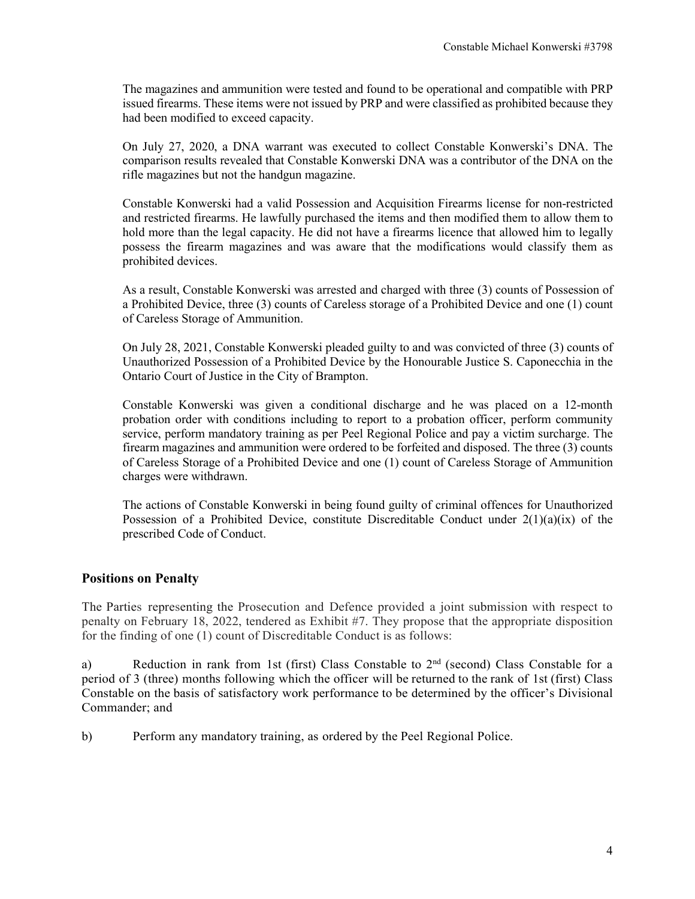The magazines and ammunition were tested and found to be operational and compatible with PRP issued firearms. These items were not issued by PRP and were classified as prohibited because they had been modified to exceed capacity.

On July 27, 2020, a DNA warrant was executed to collect Constable Konwerski's DNA. The comparison results revealed that Constable Konwerski DNA was a contributor of the DNA on the rifle magazines but not the handgun magazine.

Constable Konwerski had a valid Possession and Acquisition Firearms license for non-restricted and restricted firearms. He lawfully purchased the items and then modified them to allow them to hold more than the legal capacity. He did not have a firearms licence that allowed him to legally possess the firearm magazines and was aware that the modifications would classify them as prohibited devices.

As a result, Constable Konwerski was arrested and charged with three (3) counts of Possession of a Prohibited Device, three (3) counts of Careless storage of a Prohibited Device and one (1) count of Careless Storage of Ammunition.

On July 28, 2021, Constable Konwerski pleaded guilty to and was convicted of three (3) counts of Unauthorized Possession of a Prohibited Device by the Honourable Justice S. Caponecchia in the Ontario Court of Justice in the City of Brampton.

Constable Konwerski was given a conditional discharge and he was placed on a 12-month probation order with conditions including to report to a probation officer, perform community service, perform mandatory training as per Peel Regional Police and pay a victim surcharge. The firearm magazines and ammunition were ordered to be forfeited and disposed. The three (3) counts of Careless Storage of a Prohibited Device and one (1) count of Careless Storage of Ammunition charges were withdrawn.

The actions of Constable Konwerski in being found guilty of criminal offences for Unauthorized Possession of a Prohibited Device, constitute Discreditable Conduct under 2(1)(a)(ix) of the prescribed Code of Conduct.

## Positions on Penalty

The Parties representing the Prosecution and Defence provided a joint submission with respect to penalty on February 18, 2022, tendered as Exhibit #7. They propose that the appropriate disposition for the finding of one (1) count of Discreditable Conduct is as follows:

a) Reduction in rank from 1st (first) Class Constable to 2nd (second) Class Constable for a period of 3 (three) months following which the officer will be returned to the rank of 1st (first) Class Constable on the basis of satisfactory work performance to be determined by the officer's Divisional Commander; and

b) Perform any mandatory training, as ordered by the Peel Regional Police.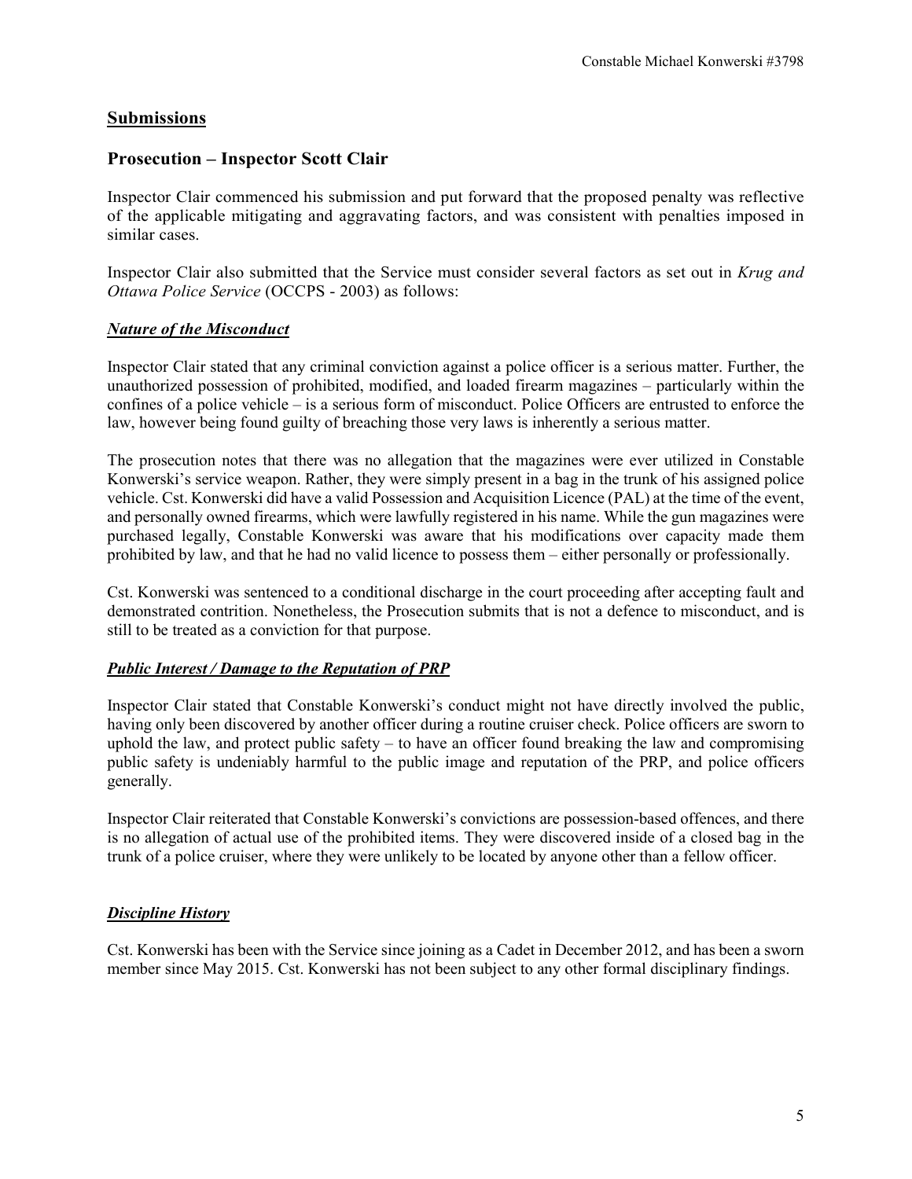## Submissions

## Prosecution – Inspector Scott Clair

Inspector Clair commenced his submission and put forward that the proposed penalty was reflective of the applicable mitigating and aggravating factors, and was consistent with penalties imposed in similar cases.

Inspector Clair also submitted that the Service must consider several factors as set out in *Krug and Ottawa Police Service* (OCCPS - 2003) as follows:

### ***Nature of the Misconduct***

Inspector Clair stated that any criminal conviction against a police officer is a serious matter. Further, the unauthorized possession of prohibited, modified, and loaded firearm magazines – particularly within the confines of a police vehicle – is a serious form of misconduct. Police Officers are entrusted to enforce the law, however being found guilty of breaching those very laws is inherently a serious matter.

The prosecution notes that there was no allegation that the magazines were ever utilized in Constable Konwerski's service weapon. Rather, they were simply present in a bag in the trunk of his assigned police vehicle. Cst. Konwerski did have a valid Possession and Acquisition Licence (PAL) at the time of the event, and personally owned firearms, which were lawfully registered in his name. While the gun magazines were purchased legally, Constable Konwerski was aware that his modifications over capacity made them prohibited by law, and that he had no valid licence to possess them – either personally or professionally.

Cst. Konwerski was sentenced to a conditional discharge in the court proceeding after accepting fault and demonstrated contrition. Nonetheless, the Prosecution submits that is not a defence to misconduct, and is still to be treated as a conviction for that purpose.

### ***Public Interest / Damage to the Reputation of PRP***

Inspector Clair stated that Constable Konwerski's conduct might not have directly involved the public, having only been discovered by another officer during a routine cruiser check. Police officers are sworn to uphold the law, and protect public safety – to have an officer found breaking the law and compromising public safety is undeniably harmful to the public image and reputation of the PRP, and police officers generally.

Inspector Clair reiterated that Constable Konwerski's convictions are possession-based offences, and there is no allegation of actual use of the prohibited items. They were discovered inside of a closed bag in the trunk of a police cruiser, where they were unlikely to be located by anyone other than a fellow officer.

### ***Discipline History***

Cst. Konwerski has been with the Service since joining as a Cadet in December 2012, and has been a sworn member since May 2015. Cst. Konwerski has not been subject to any other formal disciplinary findings.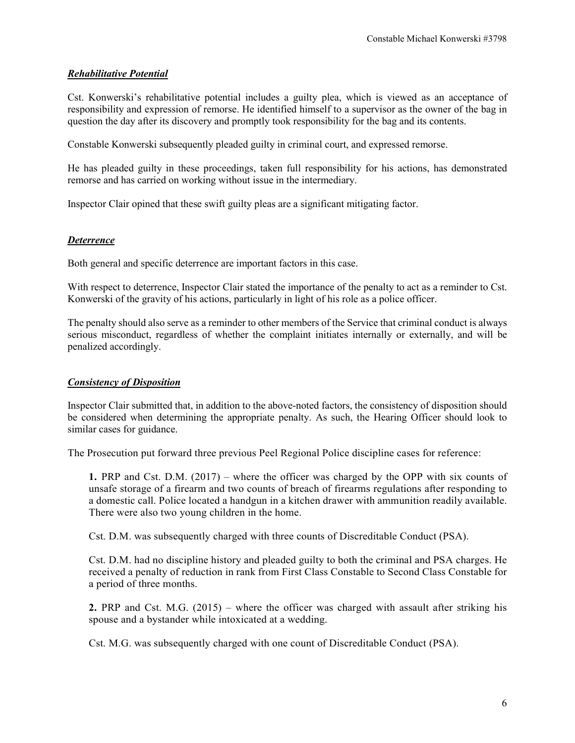***Rehabilitative Potential***

Cst. Konwerski's rehabilitative potential includes a guilty plea, which is viewed as an acceptance of responsibility and expression of remorse. He identified himself to a supervisor as the owner of the bag in question the day after its discovery and promptly took responsibility for the bag and its contents.

Constable Konwerski subsequently pleaded guilty in criminal court, and expressed remorse.

He has pleaded guilty in these proceedings, taken full responsibility for his actions, has demonstrated remorse and has carried on working without issue in the intermediary.

Inspector Clair opined that these swift guilty pleas are a significant mitigating factor.

***Deterrence***

Both general and specific deterrence are important factors in this case.

With respect to deterrence, Inspector Clair stated the importance of the penalty to act as a reminder to Cst. Konwerski of the gravity of his actions, particularly in light of his role as a police officer.

The penalty should also serve as a reminder to other members of the Service that criminal conduct is always serious misconduct, regardless of whether the complaint initiates internally or externally, and will be penalized accordingly.

***Consistency of Disposition***

Inspector Clair submitted that, in addition to the above-noted factors, the consistency of disposition should be considered when determining the appropriate penalty. As such, the Hearing Officer should look to similar cases for guidance.

The Prosecution put forward three previous Peel Regional Police discipline cases for reference:

> **1.** PRP and Cst. D.M. (2017) – where the officer was charged by the OPP with six counts of unsafe storage of a firearm and two counts of breach of firearms regulations after responding to a domestic call. Police located a handgun in a kitchen drawer with ammunition readily available. There were also two young children in the home.
>
> Cst. D.M. was subsequently charged with three counts of Discreditable Conduct (PSA).
>
> Cst. D.M. had no discipline history and pleaded guilty to both the criminal and PSA charges. He received a penalty of reduction in rank from First Class Constable to Second Class Constable for a period of three months.
>
> **2.** PRP and Cst. M.G. (2015) – where the officer was charged with assault after striking his spouse and a bystander while intoxicated at a wedding.
>
> Cst. M.G. was subsequently charged with one count of Discreditable Conduct (PSA).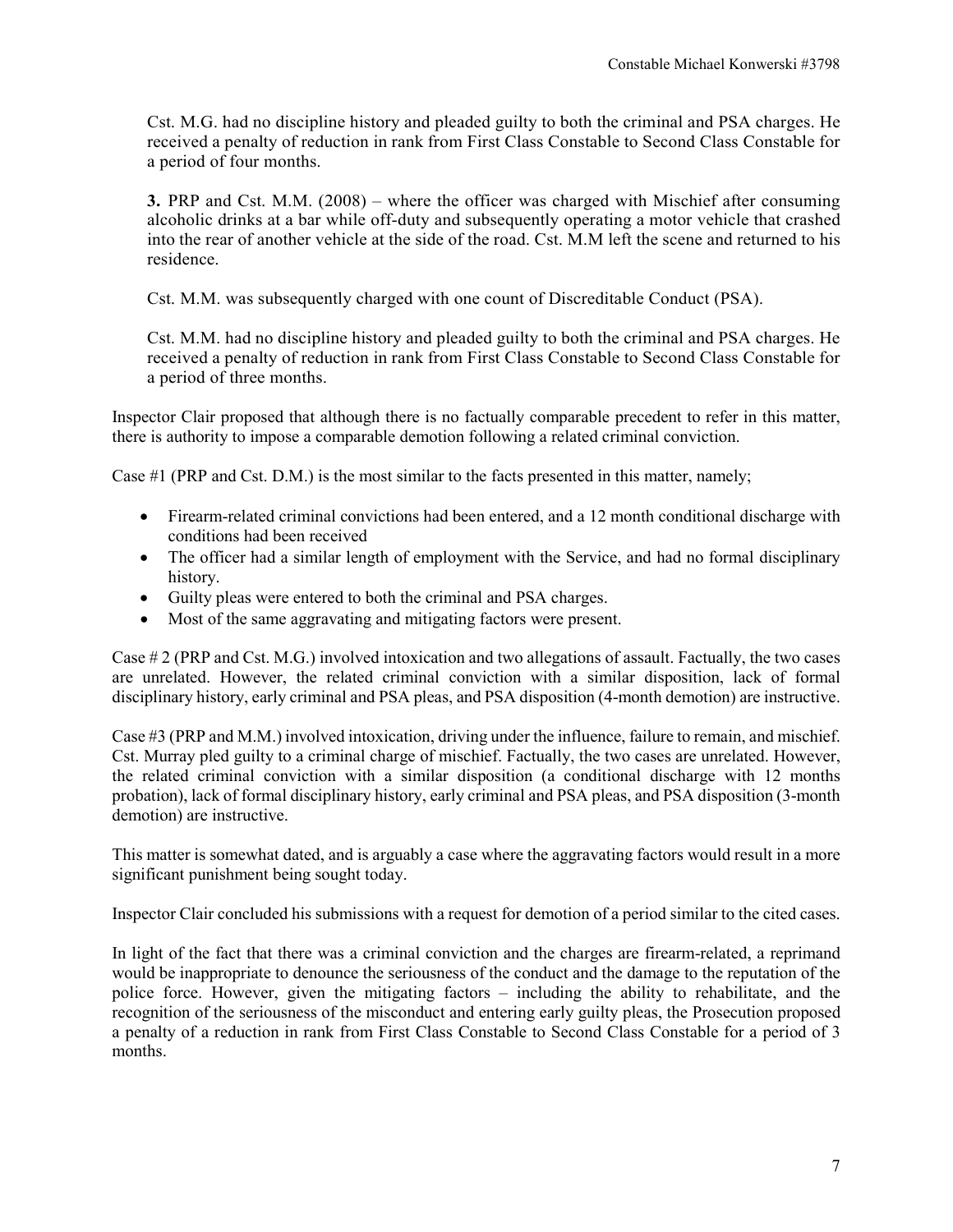Cst. M.G. had no discipline history and pleaded guilty to both the criminal and PSA charges. He received a penalty of reduction in rank from First Class Constable to Second Class Constable for a period of four months.

**3.** PRP and Cst. M.M. (2008) – where the officer was charged with Mischief after consuming alcoholic drinks at a bar while off-duty and subsequently operating a motor vehicle that crashed into the rear of another vehicle at the side of the road. Cst. M.M left the scene and returned to his residence.

Cst. M.M. was subsequently charged with one count of Discreditable Conduct (PSA).

Cst. M.M. had no discipline history and pleaded guilty to both the criminal and PSA charges. He received a penalty of reduction in rank from First Class Constable to Second Class Constable for a period of three months.

Inspector Clair proposed that although there is no factually comparable precedent to refer in this matter, there is authority to impose a comparable demotion following a related criminal conviction.

Case #1 (PRP and Cst. D.M.) is the most similar to the facts presented in this matter, namely;

- Firearm-related criminal convictions had been entered, and a 12 month conditional discharge with conditions had been received
- The officer had a similar length of employment with the Service, and had no formal disciplinary history.
- Guilty pleas were entered to both the criminal and PSA charges.
- Most of the same aggravating and mitigating factors were present.

Case # 2 (PRP and Cst. M.G.) involved intoxication and two allegations of assault. Factually, the two cases are unrelated. However, the related criminal conviction with a similar disposition, lack of formal disciplinary history, early criminal and PSA pleas, and PSA disposition (4-month demotion) are instructive.

Case #3 (PRP and M.M.) involved intoxication, driving under the influence, failure to remain, and mischief. Cst. Murray pled guilty to a criminal charge of mischief. Factually, the two cases are unrelated. However, the related criminal conviction with a similar disposition (a conditional discharge with 12 months probation), lack of formal disciplinary history, early criminal and PSA pleas, and PSA disposition (3-month demotion) are instructive.

This matter is somewhat dated, and is arguably a case where the aggravating factors would result in a more significant punishment being sought today.

Inspector Clair concluded his submissions with a request for demotion of a period similar to the cited cases.

In light of the fact that there was a criminal conviction and the charges are firearm-related, a reprimand would be inappropriate to denounce the seriousness of the conduct and the damage to the reputation of the police force. However, given the mitigating factors – including the ability to rehabilitate, and the recognition of the seriousness of the misconduct and entering early guilty pleas, the Prosecution proposed a penalty of a reduction in rank from First Class Constable to Second Class Constable for a period of 3 months.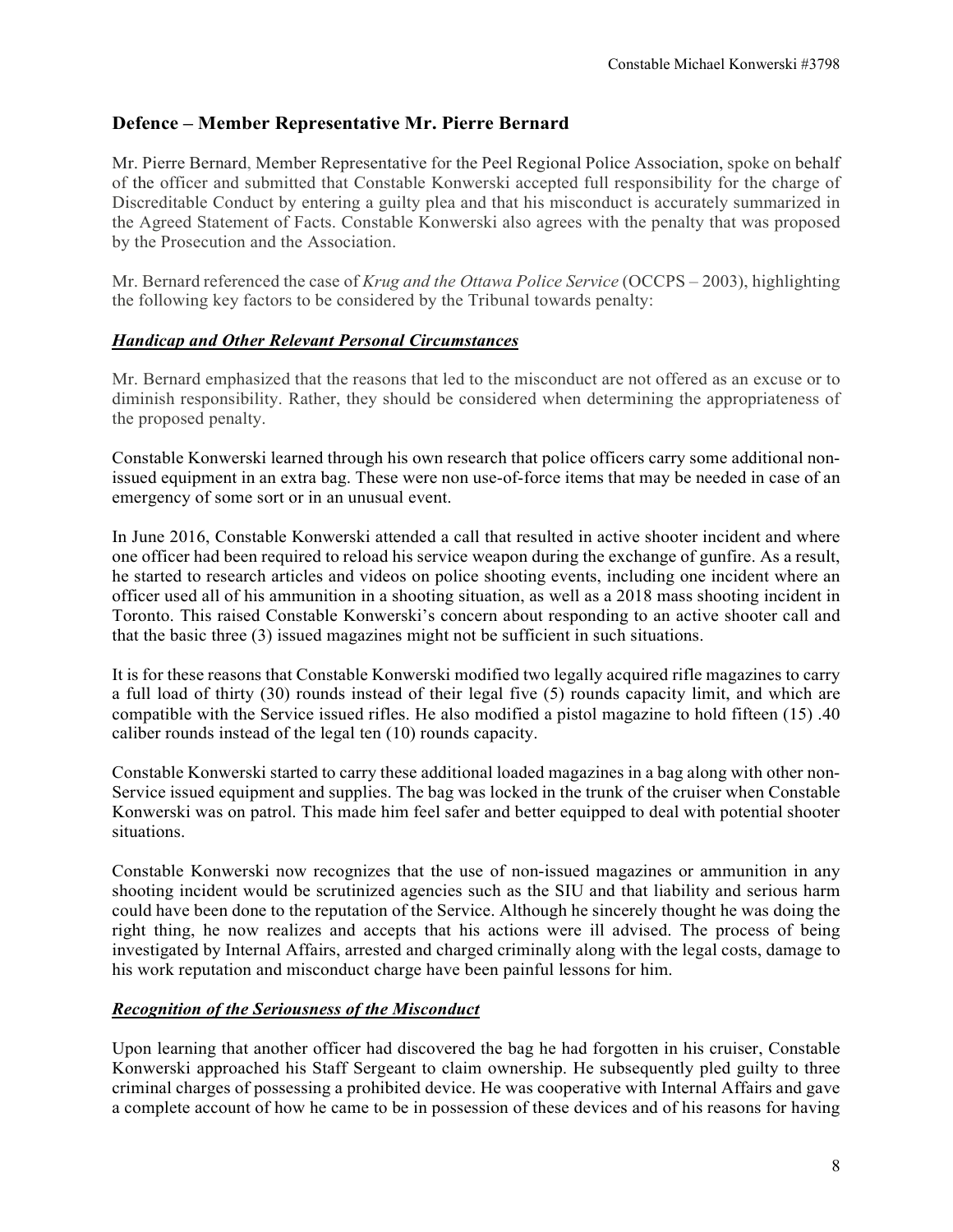## Defence – Member Representative Mr. Pierre Bernard

Mr. Pierre Bernard, Member Representative for the Peel Regional Police Association, spoke on behalf of the officer and submitted that Constable Konwerski accepted full responsibility for the charge of Discreditable Conduct by entering a guilty plea and that his misconduct is accurately summarized in the Agreed Statement of Facts. Constable Konwerski also agrees with the penalty that was proposed by the Prosecution and the Association.

Mr. Bernard referenced the case of *Krug and the Ottawa Police Service* (OCCPS – 2003), highlighting the following key factors to be considered by the Tribunal towards penalty:

***Handicap and Other Relevant Personal Circumstances***

Mr. Bernard emphasized that the reasons that led to the misconduct are not offered as an excuse or to diminish responsibility. Rather, they should be considered when determining the appropriateness of the proposed penalty.

Constable Konwerski learned through his own research that police officers carry some additional non-issued equipment in an extra bag. These were non use-of-force items that may be needed in case of an emergency of some sort or in an unusual event.

In June 2016, Constable Konwerski attended a call that resulted in active shooter incident and where one officer had been required to reload his service weapon during the exchange of gunfire. As a result, he started to research articles and videos on police shooting events, including one incident where an officer used all of his ammunition in a shooting situation, as well as a 2018 mass shooting incident in Toronto. This raised Constable Konwerski's concern about responding to an active shooter call and that the basic three (3) issued magazines might not be sufficient in such situations.

It is for these reasons that Constable Konwerski modified two legally acquired rifle magazines to carry a full load of thirty (30) rounds instead of their legal five (5) rounds capacity limit, and which are compatible with the Service issued rifles. He also modified a pistol magazine to hold fifteen (15) .40 caliber rounds instead of the legal ten (10) rounds capacity.

Constable Konwerski started to carry these additional loaded magazines in a bag along with other non-Service issued equipment and supplies. The bag was locked in the trunk of the cruiser when Constable Konwerski was on patrol. This made him feel safer and better equipped to deal with potential shooter situations.

Constable Konwerski now recognizes that the use of non-issued magazines or ammunition in any shooting incident would be scrutinized agencies such as the SIU and that liability and serious harm could have been done to the reputation of the Service. Although he sincerely thought he was doing the right thing, he now realizes and accepts that his actions were ill advised. The process of being investigated by Internal Affairs, arrested and charged criminally along with the legal costs, damage to his work reputation and misconduct charge have been painful lessons for him.

***Recognition of the Seriousness of the Misconduct***

Upon learning that another officer had discovered the bag he had forgotten in his cruiser, Constable Konwerski approached his Staff Sergeant to claim ownership. He subsequently pled guilty to three criminal charges of possessing a prohibited device. He was cooperative with Internal Affairs and gave a complete account of how he came to be in possession of these devices and of his reasons for having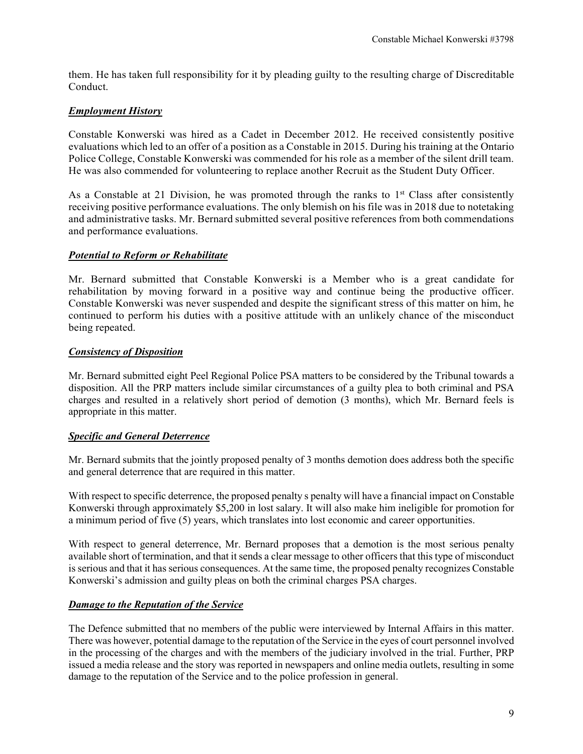them. He has taken full responsibility for it by pleading guilty to the resulting charge of Discreditable Conduct.

***Employment History***

Constable Konwerski was hired as a Cadet in December 2012. He received consistently positive evaluations which led to an offer of a position as a Constable in 2015. During his training at the Ontario Police College, Constable Konwerski was commended for his role as a member of the silent drill team. He was also commended for volunteering to replace another Recruit as the Student Duty Officer.

As a Constable at 21 Division, he was promoted through the ranks to 1st Class after consistently receiving positive performance evaluations. The only blemish on his file was in 2018 due to notetaking and administrative tasks. Mr. Bernard submitted several positive references from both commendations and performance evaluations.

***Potential to Reform or Rehabilitate***

Mr. Bernard submitted that Constable Konwerski is a Member who is a great candidate for rehabilitation by moving forward in a positive way and continue being the productive officer. Constable Konwerski was never suspended and despite the significant stress of this matter on him, he continued to perform his duties with a positive attitude with an unlikely chance of the misconduct being repeated.

***Consistency of Disposition***

Mr. Bernard submitted eight Peel Regional Police PSA matters to be considered by the Tribunal towards a disposition. All the PRP matters include similar circumstances of a guilty plea to both criminal and PSA charges and resulted in a relatively short period of demotion (3 months), which Mr. Bernard feels is appropriate in this matter.

***Specific and General Deterrence***

Mr. Bernard submits that the jointly proposed penalty of 3 months demotion does address both the specific and general deterrence that are required in this matter.

With respect to specific deterrence, the proposed penalty s penalty will have a financial impact on Constable Konwerski through approximately $5,200 in lost salary. It will also make him ineligible for promotion for a minimum period of five (5) years, which translates into lost economic and career opportunities.

With respect to general deterrence, Mr. Bernard proposes that a demotion is the most serious penalty available short of termination, and that it sends a clear message to other officers that this type of misconduct is serious and that it has serious consequences. At the same time, the proposed penalty recognizes Constable Konwerski's admission and guilty pleas on both the criminal charges PSA charges.

***Damage to the Reputation of the Service***

The Defence submitted that no members of the public were interviewed by Internal Affairs in this matter. There was however, potential damage to the reputation of the Service in the eyes of court personnel involved in the processing of the charges and with the members of the judiciary involved in the trial. Further, PRP issued a media release and the story was reported in newspapers and online media outlets, resulting in some damage to the reputation of the Service and to the police profession in general.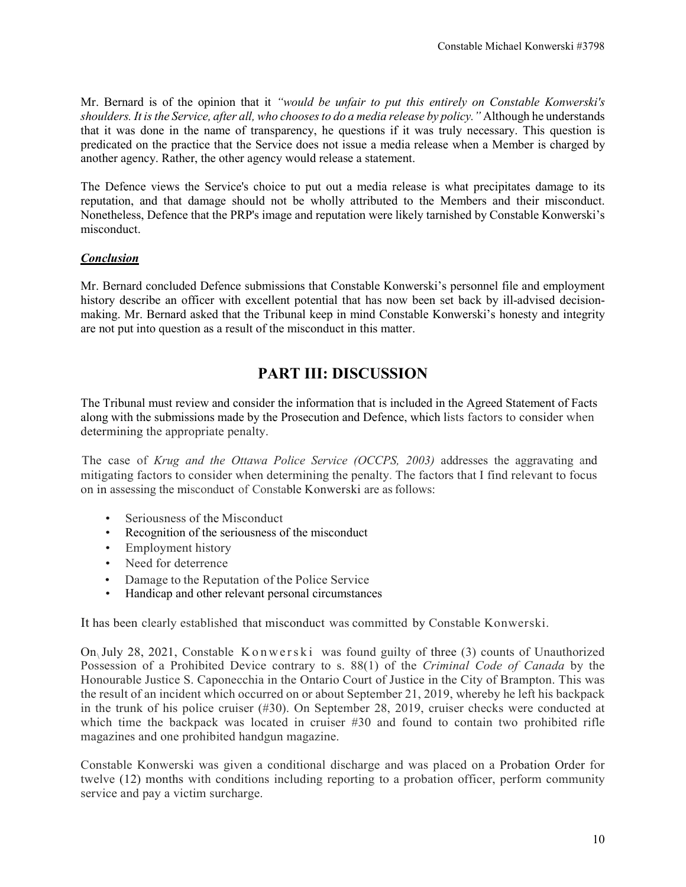Mr. Bernard is of the opinion that it *"would be unfair to put this entirely on Constable Konwerski's shoulders. It is the Service, after all, who chooses to do a media release by policy."* Although he understands that it was done in the name of transparency, he questions if it was truly necessary. This question is predicated on the practice that the Service does not issue a media release when a Member is charged by another agency. Rather, the other agency would release a statement.

The Defence views the Service's choice to put out a media release is what precipitates damage to its reputation, and that damage should not be wholly attributed to the Members and their misconduct. Nonetheless, Defence that the PRP's image and reputation were likely tarnished by Constable Konwerski's misconduct.

***Conclusion***

Mr. Bernard concluded Defence submissions that Constable Konwerski's personnel file and employment history describe an officer with excellent potential that has now been set back by ill-advised decision-making. Mr. Bernard asked that the Tribunal keep in mind Constable Konwerski's honesty and integrity are not put into question as a result of the misconduct in this matter.

# PART III: DISCUSSION

The Tribunal must review and consider the information that is included in the Agreed Statement of Facts along with the submissions made by the Prosecution and Defence, which lists factors to consider when determining the appropriate penalty.

The case of *Krug and the Ottawa Police Service (OCCPS, 2003)* addresses the aggravating and mitigating factors to consider when determining the penalty. The factors that I find relevant to focus on in assessing the misconduct of Constable Konwerski are as follows:

- Seriousness of the Misconduct
- Recognition of the seriousness of the misconduct
- Employment history
- Need for deterrence
- Damage to the Reputation of the Police Service
- Handicap and other relevant personal circumstances

It has been clearly established that misconduct was committed by Constable Konwerski.

On July 28, 2021, Constable Konwerski was found guilty of three (3) counts of Unauthorized Possession of a Prohibited Device contrary to s. 88(1) of the *Criminal Code of Canada* by the Honourable Justice S. Caponecchia in the Ontario Court of Justice in the City of Brampton. This was the result of an incident which occurred on or about September 21, 2019, whereby he left his backpack in the trunk of his police cruiser (#30). On September 28, 2019, cruiser checks were conducted at which time the backpack was located in cruiser #30 and found to contain two prohibited rifle magazines and one prohibited handgun magazine.

Constable Konwerski was given a conditional discharge and was placed on a Probation Order for twelve (12) months with conditions including reporting to a probation officer, perform community service and pay a victim surcharge.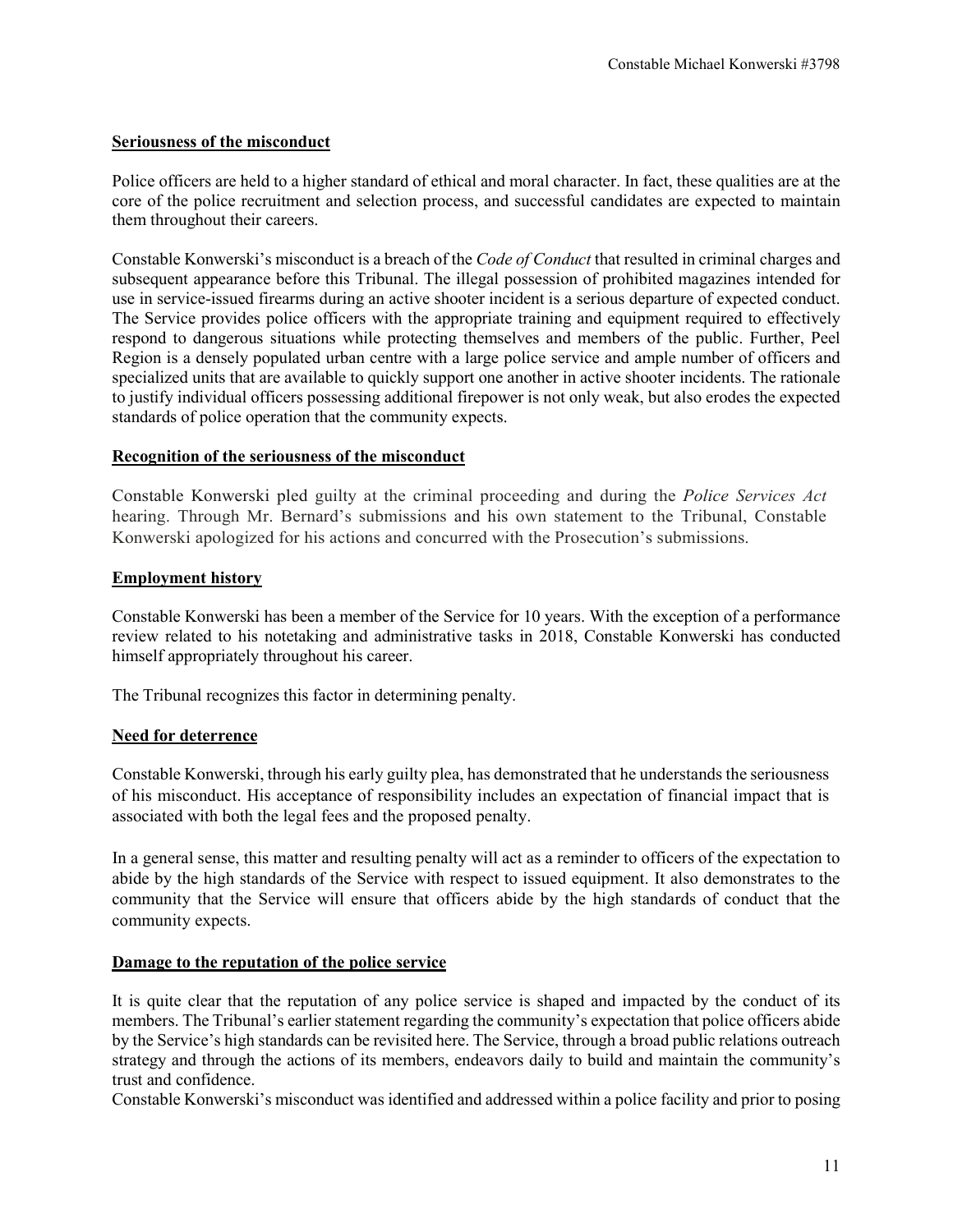**Seriousness of the misconduct**

Police officers are held to a higher standard of ethical and moral character. In fact, these qualities are at the core of the police recruitment and selection process, and successful candidates are expected to maintain them throughout their careers.

Constable Konwerski's misconduct is a breach of the *Code of Conduct* that resulted in criminal charges and subsequent appearance before this Tribunal. The illegal possession of prohibited magazines intended for use in service-issued firearms during an active shooter incident is a serious departure of expected conduct. The Service provides police officers with the appropriate training and equipment required to effectively respond to dangerous situations while protecting themselves and members of the public. Further, Peel Region is a densely populated urban centre with a large police service and ample number of officers and specialized units that are available to quickly support one another in active shooter incidents. The rationale to justify individual officers possessing additional firepower is not only weak, but also erodes the expected standards of police operation that the community expects.

**Recognition of the seriousness of the misconduct**

Constable Konwerski pled guilty at the criminal proceeding and during the *Police Services Act* hearing. Through Mr. Bernard's submissions and his own statement to the Tribunal, Constable Konwerski apologized for his actions and concurred with the Prosecution's submissions.

**Employment history**

Constable Konwerski has been a member of the Service for 10 years. With the exception of a performance review related to his notetaking and administrative tasks in 2018, Constable Konwerski has conducted himself appropriately throughout his career.

The Tribunal recognizes this factor in determining penalty.

**Need for deterrence**

Constable Konwerski, through his early guilty plea, has demonstrated that he understands the seriousness of his misconduct. His acceptance of responsibility includes an expectation of financial impact that is associated with both the legal fees and the proposed penalty.

In a general sense, this matter and resulting penalty will act as a reminder to officers of the expectation to abide by the high standards of the Service with respect to issued equipment. It also demonstrates to the community that the Service will ensure that officers abide by the high standards of conduct that the community expects.

**Damage to the reputation of the police service**

It is quite clear that the reputation of any police service is shaped and impacted by the conduct of its members. The Tribunal's earlier statement regarding the community's expectation that police officers abide by the Service's high standards can be revisited here. The Service, through a broad public relations outreach strategy and through the actions of its members, endeavors daily to build and maintain the community's trust and confidence.

Constable Konwerski's misconduct was identified and addressed within a police facility and prior to posing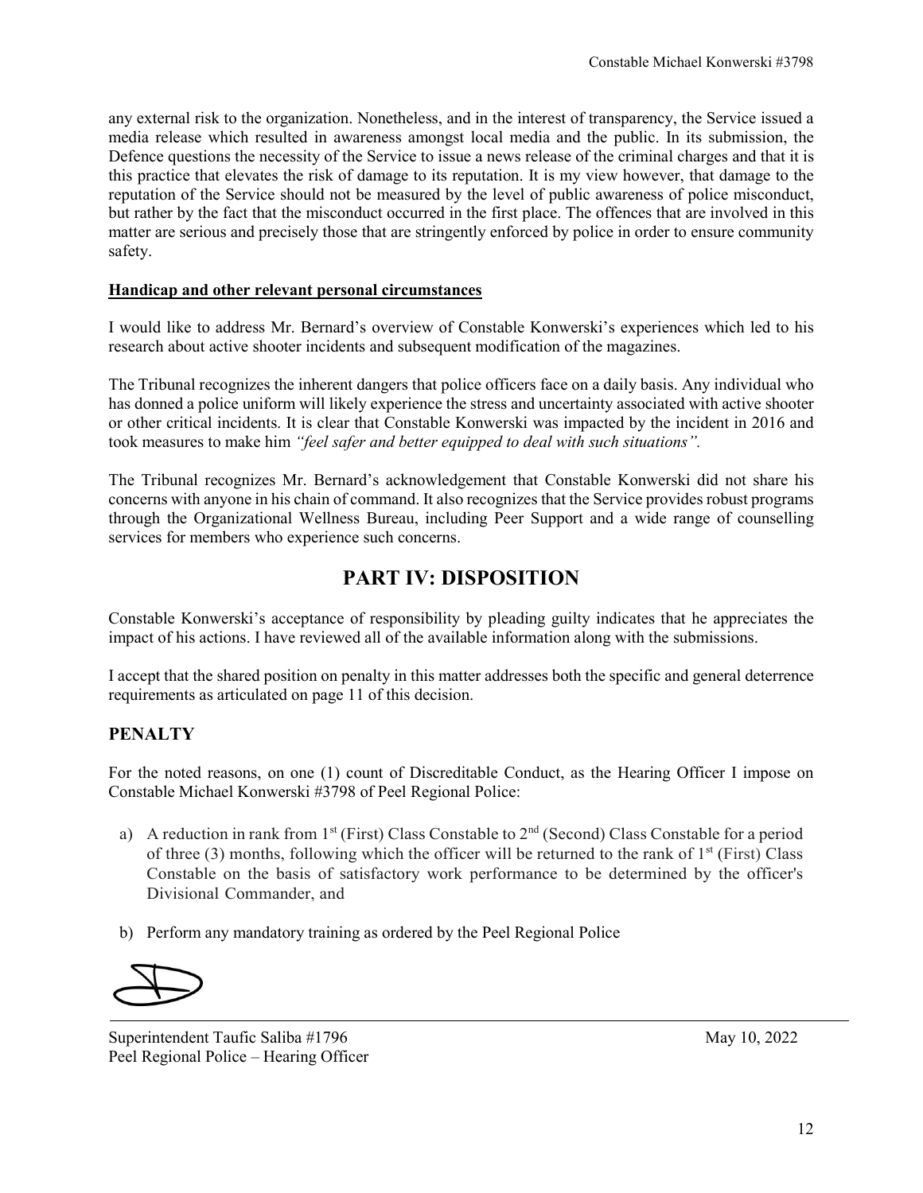any external risk to the organization. Nonetheless, and in the interest of transparency, the Service issued a media release which resulted in awareness amongst local media and the public. In its submission, the Defence questions the necessity of the Service to issue a news release of the criminal charges and that it is this practice that elevates the risk of damage to its reputation. It is my view however, that damage to the reputation of the Service should not be measured by the level of public awareness of police misconduct, but rather by the fact that the misconduct occurred in the first place. The offences that are involved in this matter are serious and precisely those that are stringently enforced by police in order to ensure community safety.

**Handicap and other relevant personal circumstances**

I would like to address Mr. Bernard's overview of Constable Konwerski's experiences which led to his research about active shooter incidents and subsequent modification of the magazines.

The Tribunal recognizes the inherent dangers that police officers face on a daily basis. Any individual who has donned a police uniform will likely experience the stress and uncertainty associated with active shooter or other critical incidents. It is clear that Constable Konwerski was impacted by the incident in 2016 and took measures to make him *"feel safer and better equipped to deal with such situations".*

The Tribunal recognizes Mr. Bernard's acknowledgement that Constable Konwerski did not share his concerns with anyone in his chain of command. It also recognizes that the Service provides robust programs through the Organizational Wellness Bureau, including Peer Support and a wide range of counselling services for members who experience such concerns.

# PART IV: DISPOSITION

Constable Konwerski's acceptance of responsibility by pleading guilty indicates that he appreciates the impact of his actions. I have reviewed all of the available information along with the submissions.

I accept that the shared position on penalty in this matter addresses both the specific and general deterrence requirements as articulated on page 11 of this decision.

## PENALTY

For the noted reasons, on one (1) count of Discreditable Conduct, as the Hearing Officer I impose on Constable Michael Konwerski #3798 of Peel Regional Police:

a) A reduction in rank from 1st (First) Class Constable to 2nd (Second) Class Constable for a period of three (3) months, following which the officer will be returned to the rank of 1st (First) Class Constable on the basis of satisfactory work performance to be determined by the officer's Divisional Commander, and

b) Perform any mandatory training as ordered by the Peel Regional Police

Superintendent Taufic Saliba #1796
Peel Regional Police – Hearing Officer

May 10, 2022